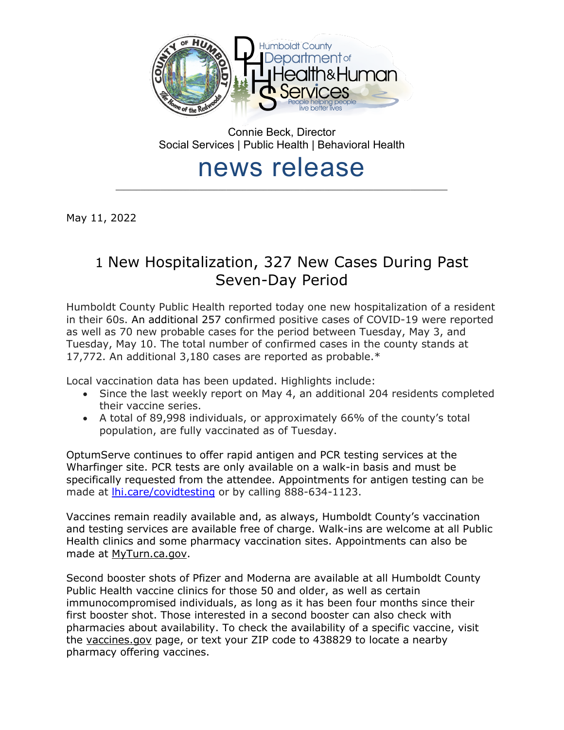Humboldt County Department of Health & Human Services

People helping people live better lives

Connie Beck, Director
Social Services | Public Health | Behavioral Health

# news release

May 11, 2022

## 1 New Hospitalization, 327 New Cases During Past Seven-Day Period

Humboldt County Public Health reported today one new hospitalization of a resident in their 60s. An additional 257 confirmed positive cases of COVID-19 were reported as well as 70 new probable cases for the period between Tuesday, May 3, and Tuesday, May 10. The total number of confirmed cases in the county stands at 17,772. An additional 3,180 cases are reported as probable.*

Local vaccination data has been updated. Highlights include:

- Since the last weekly report on May 4, an additional 204 residents completed their vaccine series.
- A total of 89,998 individuals, or approximately 66% of the county's total population, are fully vaccinated as of Tuesday.

OptumServe continues to offer rapid antigen and PCR testing services at the Wharfinger site. PCR tests are only available on a walk-in basis and must be specifically requested from the attendee. Appointments for antigen testing can be made at lhi.care/covidtesting or by calling 888-634-1123.

Vaccines remain readily available and, as always, Humboldt County's vaccination and testing services are available free of charge. Walk-ins are welcome at all Public Health clinics and some pharmacy vaccination sites. Appointments can also be made at MyTurn.ca.gov.

Second booster shots of Pfizer and Moderna are available at all Humboldt County Public Health vaccine clinics for those 50 and older, as well as certain immunocompromised individuals, as long as it has been four months since their first booster shot. Those interested in a second booster can also check with pharmacies about availability. To check the availability of a specific vaccine, visit the vaccines.gov page, or text your ZIP code to 438829 to locate a nearby pharmacy offering vaccines.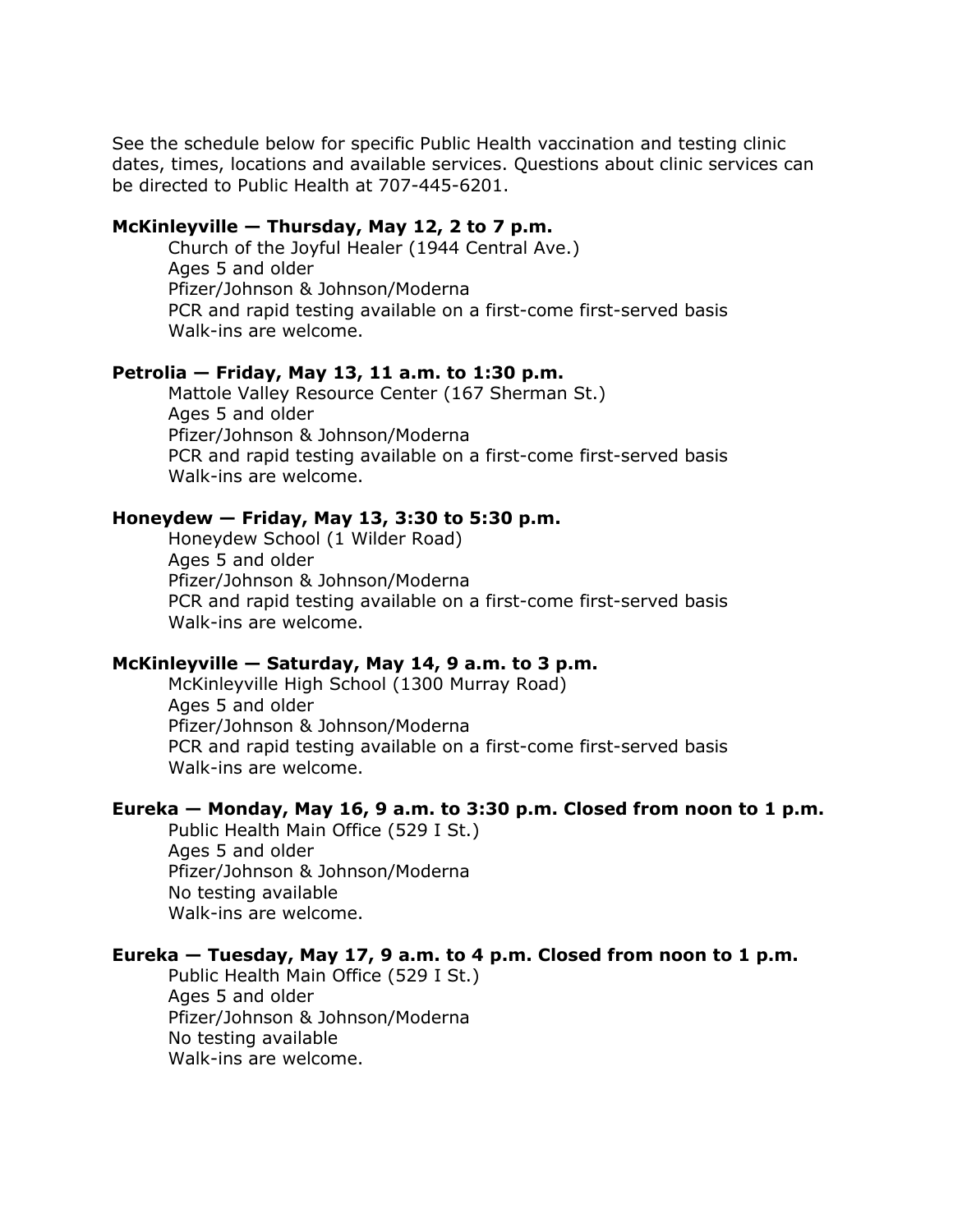See the schedule below for specific Public Health vaccination and testing clinic dates, times, locations and available services. Questions about clinic services can be directed to Public Health at 707-445-6201.

**McKinleyville — Thursday, May 12, 2 to 7 p.m.**

Church of the Joyful Healer (1944 Central Ave.)
Ages 5 and older
Pfizer/Johnson & Johnson/Moderna
PCR and rapid testing available on a first-come first-served basis
Walk-ins are welcome.

**Petrolia — Friday, May 13, 11 a.m. to 1:30 p.m.**

Mattole Valley Resource Center (167 Sherman St.)
Ages 5 and older
Pfizer/Johnson & Johnson/Moderna
PCR and rapid testing available on a first-come first-served basis
Walk-ins are welcome.

**Honeydew — Friday, May 13, 3:30 to 5:30 p.m.**

Honeydew School (1 Wilder Road)
Ages 5 and older
Pfizer/Johnson & Johnson/Moderna
PCR and rapid testing available on a first-come first-served basis
Walk-ins are welcome.

**McKinleyville — Saturday, May 14, 9 a.m. to 3 p.m.**

McKinleyville High School (1300 Murray Road)
Ages 5 and older
Pfizer/Johnson & Johnson/Moderna
PCR and rapid testing available on a first-come first-served basis
Walk-ins are welcome.

**Eureka — Monday, May 16, 9 a.m. to 3:30 p.m. Closed from noon to 1 p.m.**

Public Health Main Office (529 I St.)
Ages 5 and older
Pfizer/Johnson & Johnson/Moderna
No testing available
Walk-ins are welcome.

**Eureka — Tuesday, May 17, 9 a.m. to 4 p.m. Closed from noon to 1 p.m.**

Public Health Main Office (529 I St.)
Ages 5 and older
Pfizer/Johnson & Johnson/Moderna
No testing available
Walk-ins are welcome.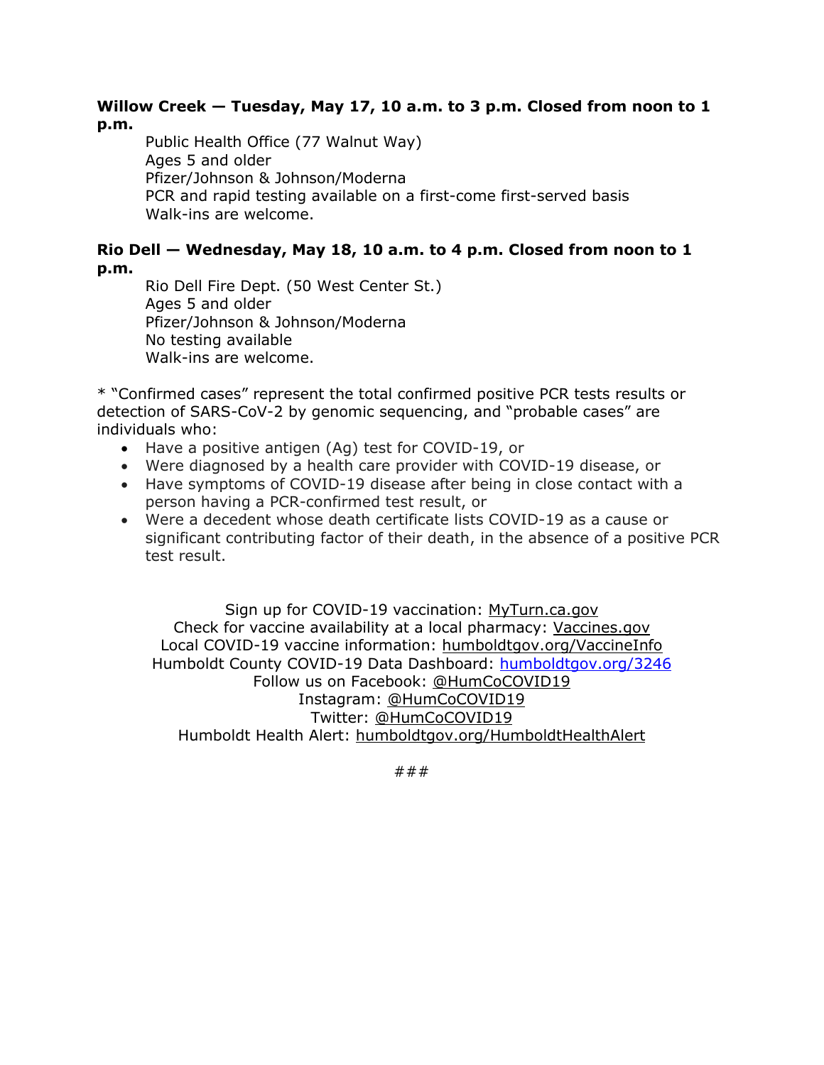**Willow Creek — Tuesday, May 17, 10 a.m. to 3 p.m. Closed from noon to 1 p.m.**

Public Health Office (77 Walnut Way)  
Ages 5 and older  
Pfizer/Johnson & Johnson/Moderna  
PCR and rapid testing available on a first-come first-served basis  
Walk-ins are welcome.

**Rio Dell — Wednesday, May 18, 10 a.m. to 4 p.m. Closed from noon to 1 p.m.**

Rio Dell Fire Dept. (50 West Center St.)  
Ages 5 and older  
Pfizer/Johnson & Johnson/Moderna  
No testing available  
Walk-ins are welcome.

* "Confirmed cases" represent the total confirmed positive PCR tests results or detection of SARS-CoV-2 by genomic sequencing, and "probable cases" are individuals who:

- Have a positive antigen (Ag) test for COVID-19, or
- Were diagnosed by a health care provider with COVID-19 disease, or
- Have symptoms of COVID-19 disease after being in close contact with a person having a PCR-confirmed test result, or
- Were a decedent whose death certificate lists COVID-19 as a cause or significant contributing factor of their death, in the absence of a positive PCR test result.

Sign up for COVID-19 vaccination: MyTurn.ca.gov  
Check for vaccine availability at a local pharmacy: Vaccines.gov  
Local COVID-19 vaccine information: humboldtgov.org/VaccineInfo  
Humboldt County COVID-19 Data Dashboard: humboldtgov.org/3246  
Follow us on Facebook: @HumCoCOVID19  
Instagram: @HumCoCOVID19  
Twitter: @HumCoCOVID19  
Humboldt Health Alert: humboldtgov.org/HumboldtHealthAlert

###